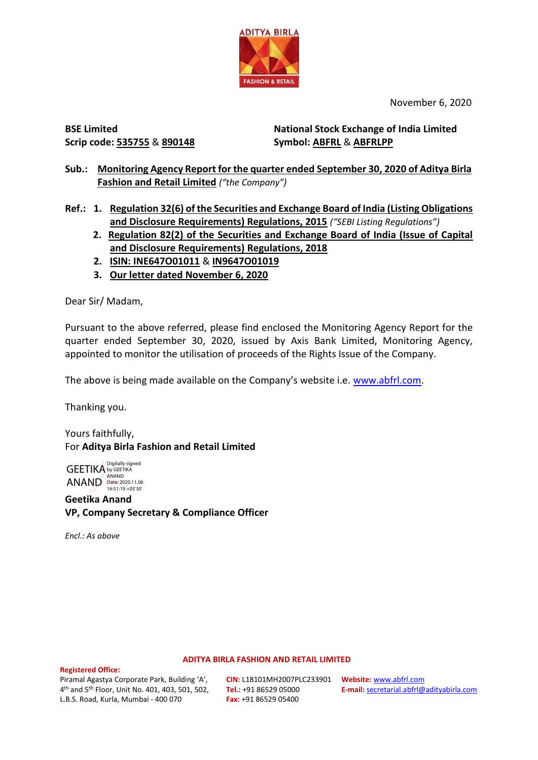November 6, 2020

**BSE Limited**
**Scrip code: 535755 & 890148**

**National Stock Exchange of India Limited**
**Symbol: ABFRL & ABFRLPP**

**Sub.: Monitoring Agency Report for the quarter ended September 30, 2020 of Aditya Birla Fashion and Retail Limited** *("the Company")*

**Ref.:**
1. **Regulation 32(6) of the Securities and Exchange Board of India (Listing Obligations and Disclosure Requirements) Regulations, 2015** *("SEBI Listing Regulations")*
2. **Regulation 82(2) of the Securities and Exchange Board of India (Issue of Capital and Disclosure Requirements) Regulations, 2018**
2. **ISIN: INE647O01011 & IN9647O01019**
3. **Our letter dated November 6, 2020**

Dear Sir/ Madam,

Pursuant to the above referred, please find enclosed the Monitoring Agency Report for the quarter ended September 30, 2020, issued by Axis Bank Limited, Monitoring Agency, appointed to monitor the utilisation of proceeds of the Rights Issue of the Company.

The above is being made available on the Company's website i.e. www.abfrl.com.

Thanking you.

Yours faithfully,
For **Aditya Birla Fashion and Retail Limited**

GEETIKA ANAND
Digitally signed by GEETIKA ANAND
Date: 2020.11.06 16:51:19 +05'30'

**Geetika Anand**
**VP, Company Secretary & Compliance Officer**

*Encl.: As above*

**ADITYA BIRLA FASHION AND RETAIL LIMITED**

**Registered Office:**
Piramal Agastya Corporate Park, Building 'A', 4th and 5th Floor, Unit No. 401, 403, 501, 502, L.B.S. Road, Kurla, Mumbai - 400 070

**CIN:** L18101MH2007PLC233901
**Tel.:** +91 86529 05000
**Fax:** +91 86529 05400

**Website:** www.abfrl.com
**E-mail:** secretarial.abfrl@adityabirla.com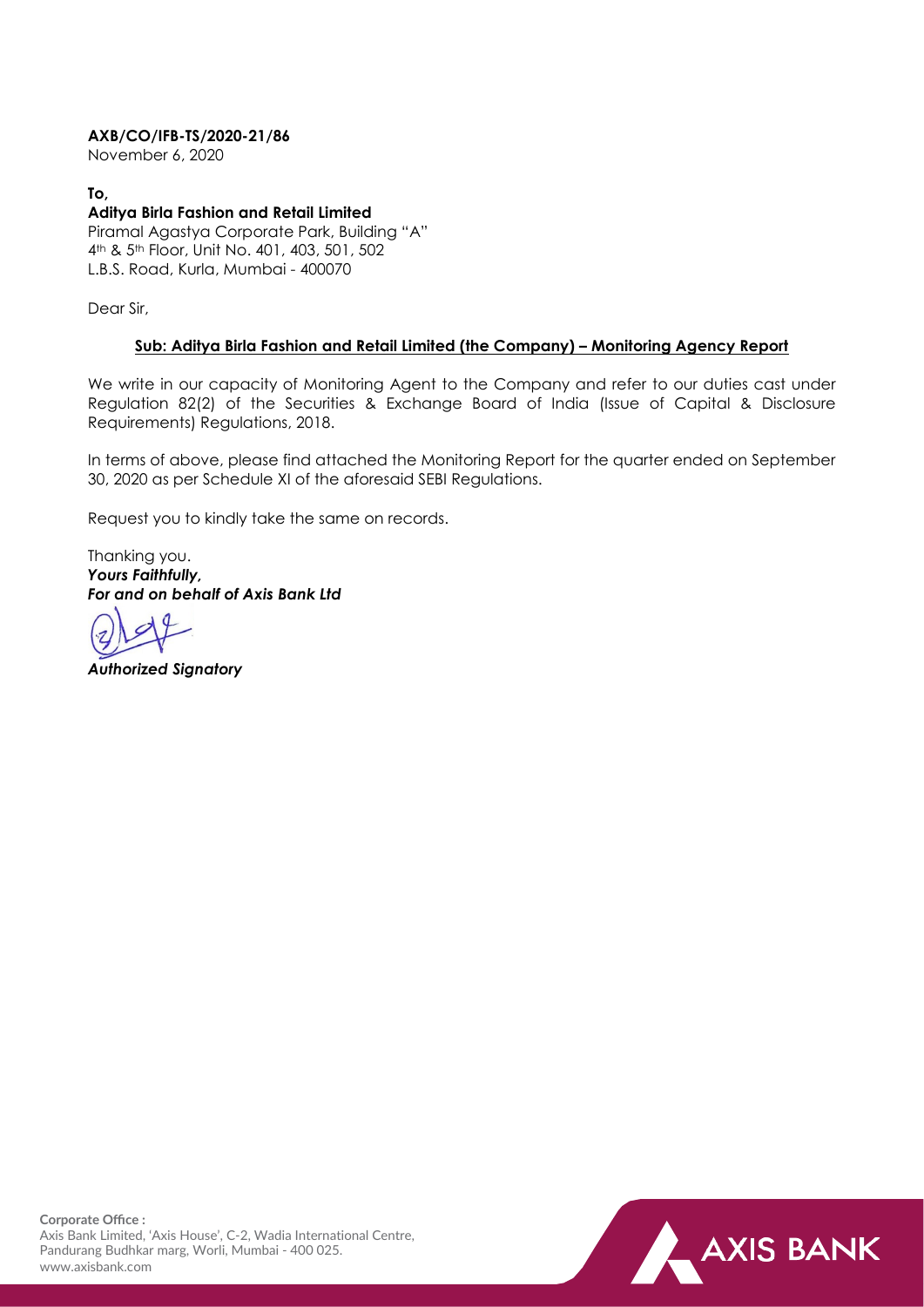**AXB/CO/IFB-TS/2020-21/86**
November 6, 2020

**To,**
**Aditya Birla Fashion and Retail Limited**
Piramal Agastya Corporate Park, Building "A"
4th & 5th Floor, Unit No. 401, 403, 501, 502
L.B.S. Road, Kurla, Mumbai - 400070

Dear Sir,

**Sub: Aditya Birla Fashion and Retail Limited (the Company) – Monitoring Agency Report**

We write in our capacity of Monitoring Agent to the Company and refer to our duties cast under Regulation 82(2) of the Securities & Exchange Board of India (Issue of Capital & Disclosure Requirements) Regulations, 2018.

In terms of above, please find attached the Monitoring Report for the quarter ended on September 30, 2020 as per Schedule XI of the aforesaid SEBI Regulations.

Request you to kindly take the same on records.

Thanking you.
***Yours Faithfully,***
***For and on behalf of Axis Bank Ltd***

***Authorized Signatory***

**Corporate Office :**
Axis Bank Limited, 'Axis House', C-2, Wadia International Centre,
Pandurang Budhkar marg, Worli, Mumbai - 400 025.
www.axisbank.com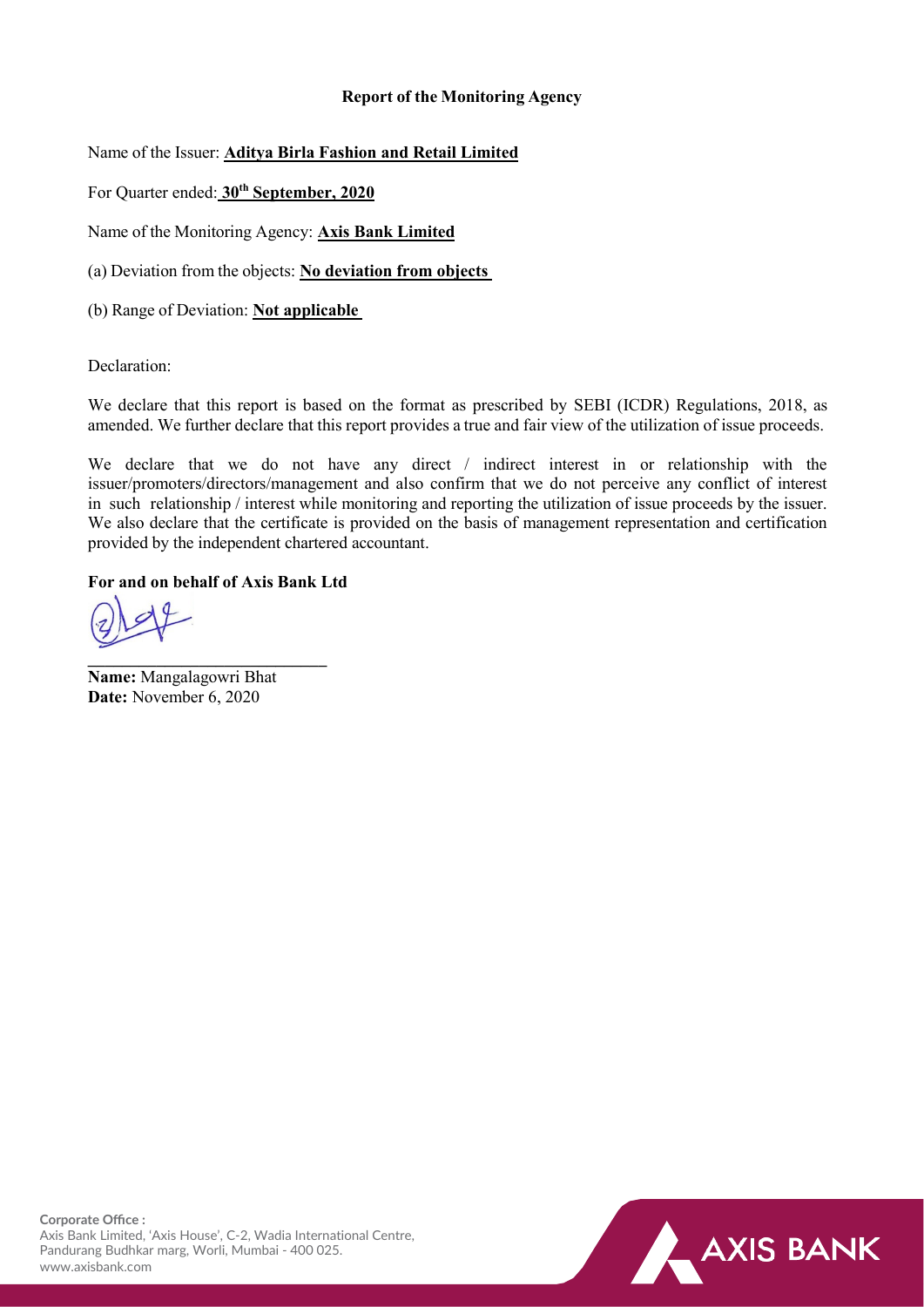**Report of the Monitoring Agency**

Name of the Issuer: **Aditya Birla Fashion and Retail Limited**

For Quarter ended: **30th September, 2020**

Name of the Monitoring Agency: **Axis Bank Limited**

(a) Deviation from the objects: **No deviation from objects**

(b) Range of Deviation: **Not applicable**

Declaration:

We declare that this report is based on the format as prescribed by SEBI (ICDR) Regulations, 2018, as amended. We further declare that this report provides a true and fair view of the utilization of issue proceeds.

We declare that we do not have any direct / indirect interest in or relationship with the issuer/promoters/directors/management and also confirm that we do not perceive any conflict of interest in such relationship / interest while monitoring and reporting the utilization of issue proceeds by the issuer. We also declare that the certificate is provided on the basis of management representation and certification provided by the independent chartered accountant.

**For and on behalf of Axis Bank Ltd**

**Name:** Mangalagowri Bhat
**Date:** November 6, 2020

Corporate Office :
Axis Bank Limited, 'Axis House', C-2, Wadia International Centre, Pandurang Budhkar marg, Worli, Mumbai - 400 025.
www.axisbank.com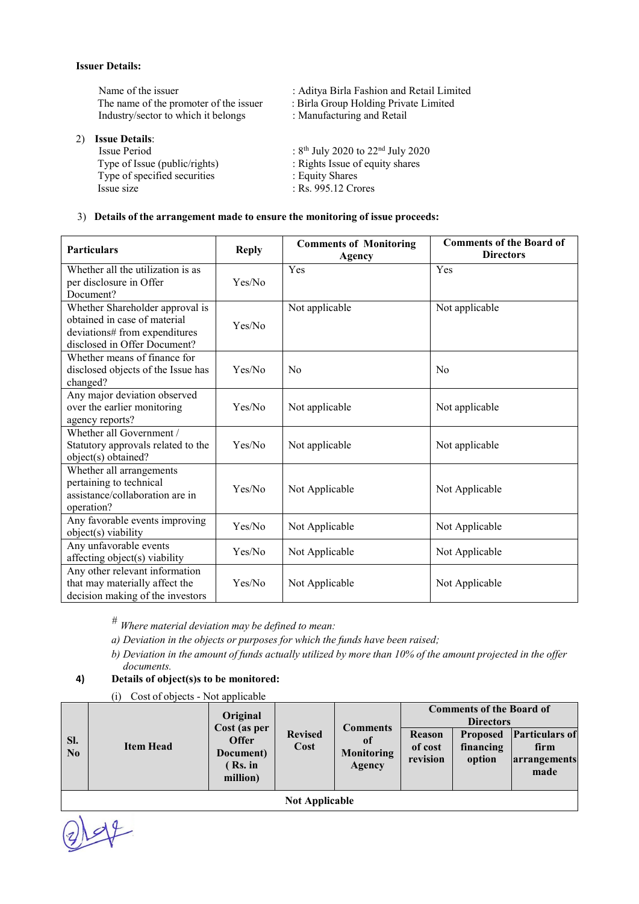**Issuer Details:**

| | |
|---|---|
| Name of the issuer | : Aditya Birla Fashion and Retail Limited |
| The name of the promoter of the issuer | : Birla Group Holding Private Limited |
| Industry/sector to which it belongs | : Manufacturing and Retail |

2) **Issue Details**:

| | |
|---|---|
| Issue Period | : 8th July 2020 to 22nd July 2020 |
| Type of Issue (public/rights) | : Rights Issue of equity shares |
| Type of specified securities | : Equity Shares |
| Issue size | : Rs. 995.12 Crores |

3) **Details of the arrangement made to ensure the monitoring of issue proceeds:**

| Particulars | Reply | Comments of Monitoring Agency | Comments of the Board of Directors |
|---|---|---|---|
| Whether all the utilization is as per disclosure in Offer Document? | Yes/No | Yes | Yes |
| Whether Shareholder approval is obtained in case of material deviations# from expenditures disclosed in Offer Document? | Yes/No | Not applicable | Not applicable |
| Whether means of finance for disclosed objects of the Issue has changed? | Yes/No | No | No |
| Any major deviation observed over the earlier monitoring agency reports? | Yes/No | Not applicable | Not applicable |
| Whether all Government / Statutory approvals related to the object(s) obtained? | Yes/No | Not applicable | Not applicable |
| Whether all arrangements pertaining to technical assistance/collaboration are in operation? | Yes/No | Not Applicable | Not Applicable |
| Any favorable events improving object(s) viability | Yes/No | Not Applicable | Not Applicable |
| Any unfavorable events affecting object(s) viability | Yes/No | Not Applicable | Not Applicable |
| Any other relevant information that may materially affect the decision making of the investors | Yes/No | Not Applicable | Not Applicable |

# *Where material deviation may be defined to mean:*

*a) Deviation in the objects or purposes for which the funds have been raised;*

*b) Deviation in the amount of funds actually utilized by more than 10% of the amount projected in the offer documents.*

4) **Details of object(s)s to be monitored:**

(i) Cost of objects - Not applicable

| Sl. No | Item Head | Original Cost (as per Offer Document) ( Rs. in million) | Revised Cost | Comments of Monitoring Agency | Comments of the Board of Directors | | |
|---|---|---|---|---|---|---|---|
| | | | | | Reason of cost revision | Proposed financing option | Particulars of firm arrangements made |
| **Not Applicable** | | | | | | | |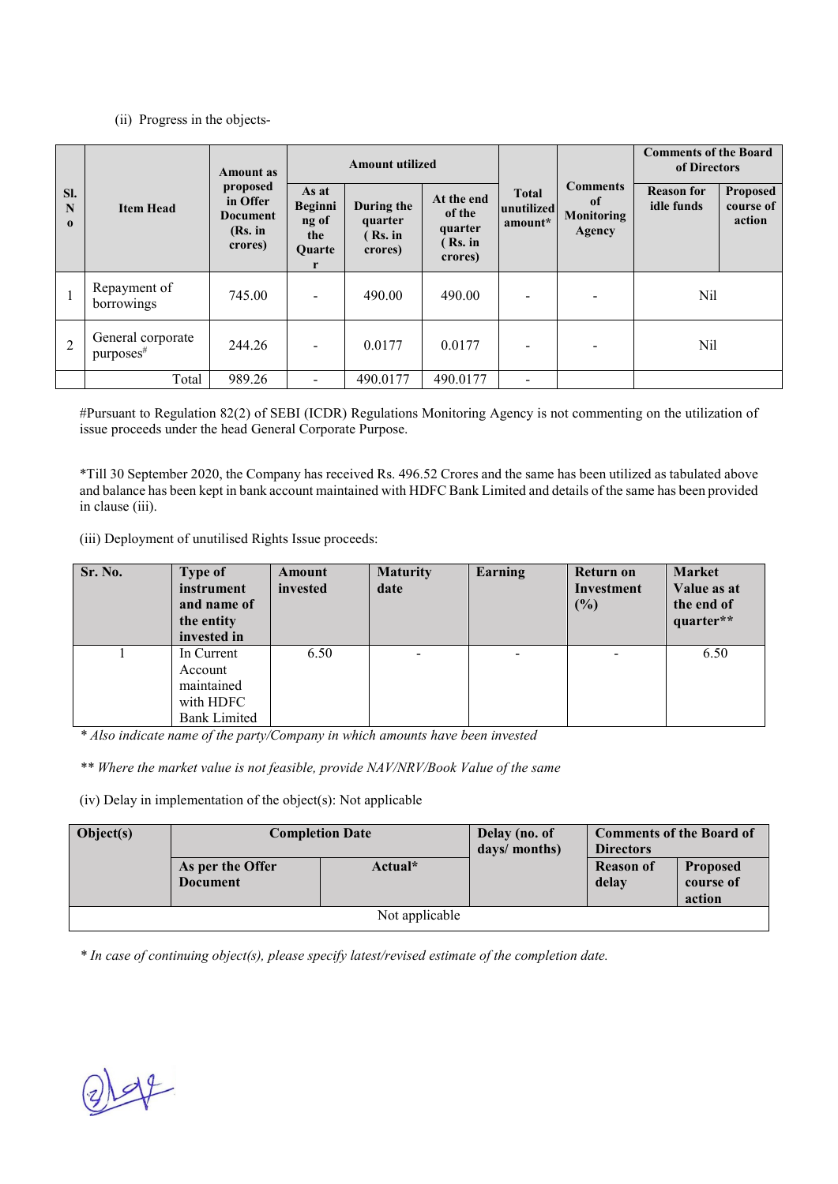(ii) Progress in the objects-

| Sl. No | Item Head | Amount as proposed in Offer Document (Rs. in crores) | Amount utilized | | | Total unutilized amount* | Comments of Monitoring Agency | Comments of the Board of Directors | |
|---|---|---|---|---|---|---|---|---|---|
| | | | As at Beginning of the Quarter | During the quarter ( Rs. in crores) | At the end of the quarter ( Rs. in crores) | | | Reason for idle funds | Proposed course of action |
| 1 | Repayment of borrowings | 745.00 | - | 490.00 | 490.00 | - | - | Nil | |
| 2 | General corporate purposes# | 244.26 | - | 0.0177 | 0.0177 | - | - | Nil | |
| | Total | 989.26 | - | 490.0177 | 490.0177 | - | | | |

#Pursuant to Regulation 82(2) of SEBI (ICDR) Regulations Monitoring Agency is not commenting on the utilization of issue proceeds under the head General Corporate Purpose.

*Till 30 September 2020, the Company has received Rs. 496.52 Crores and the same has been utilized as tabulated above and balance has been kept in bank account maintained with HDFC Bank Limited and details of the same has been provided in clause (iii).

(iii) Deployment of unutilised Rights Issue proceeds:

| Sr. No. | Type of instrument and name of the entity invested in | Amount invested | Maturity date | Earning | Return on Investment (%) | Market Value as at the end of quarter** |
|---|---|---|---|---|---|---|
| 1 | In Current Account maintained with HDFC Bank Limited | 6.50 | - | - | - | 6.50 |

*\* Also indicate name of the party/Company in which amounts have been invested*

*\*\* Where the market value is not feasible, provide NAV/NRV/Book Value of the same*

(iv) Delay in implementation of the object(s): Not applicable

| Object(s) | Completion Date | | Delay (no. of days/ months) | Comments of the Board of Directors | |
|---|---|---|---|---|---|
| | As per the Offer Document | Actual* | | Reason of delay | Proposed course of action |
| Not applicable | | | | | |

*\* In case of continuing object(s), please specify latest/revised estimate of the completion date.*